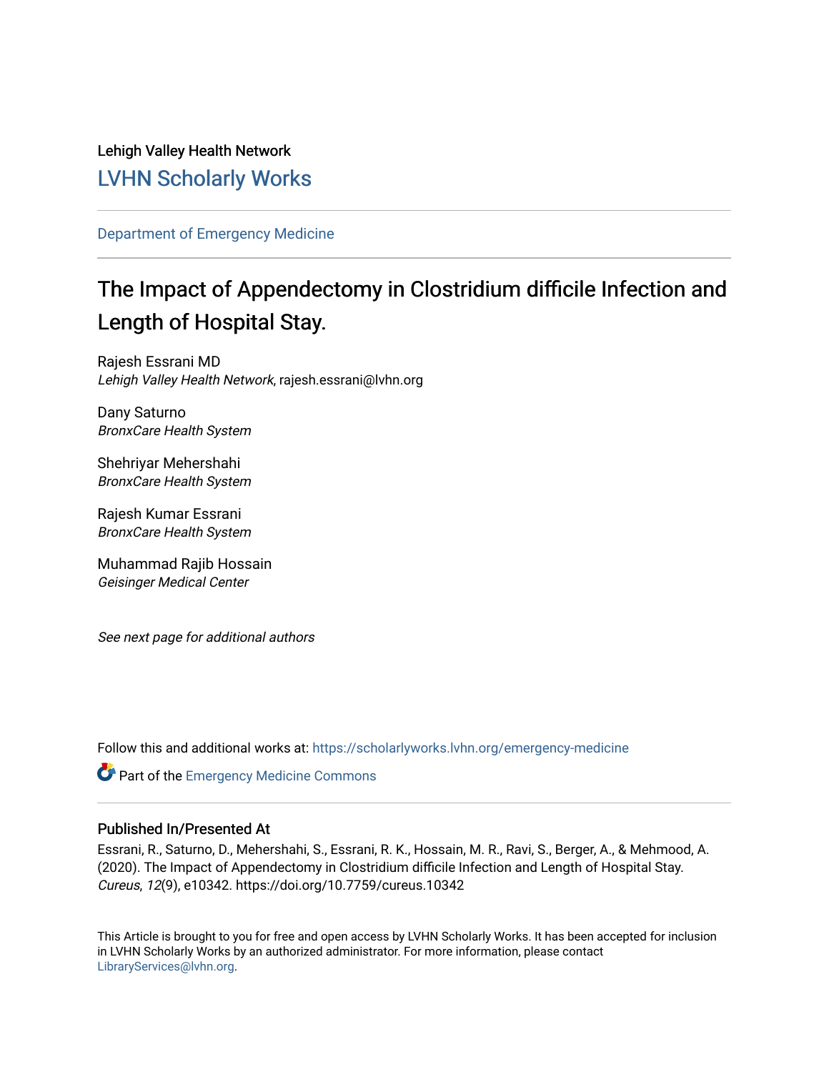Lehigh Valley Health Network

## LVHN Scholarly Works

Department of Emergency Medicine

# The Impact of Appendectomy in Clostridium difficile Infection and Length of Hospital Stay.

Rajesh Essrani MD
*Lehigh Valley Health Network*, rajesh.essrani@lvhn.org

Dany Saturno
*BronxCare Health System*

Shehriyar Mehershahi
*BronxCare Health System*

Rajesh Kumar Essrani
*BronxCare Health System*

Muhammad Rajib Hossain
*Geisinger Medical Center*

*See next page for additional authors*

Follow this and additional works at: https://scholarlyworks.lvhn.org/emergency-medicine

Part of the Emergency Medicine Commons

### Published In/Presented At

Essrani, R., Saturno, D., Mehershahi, S., Essrani, R. K., Hossain, M. R., Ravi, S., Berger, A., & Mehmood, A. (2020). The Impact of Appendectomy in Clostridium difficile Infection and Length of Hospital Stay. *Cureus*, *12*(9), e10342. https://doi.org/10.7759/cureus.10342

This Article is brought to you for free and open access by LVHN Scholarly Works. It has been accepted for inclusion in LVHN Scholarly Works by an authorized administrator. For more information, please contact LibraryServices@lvhn.org.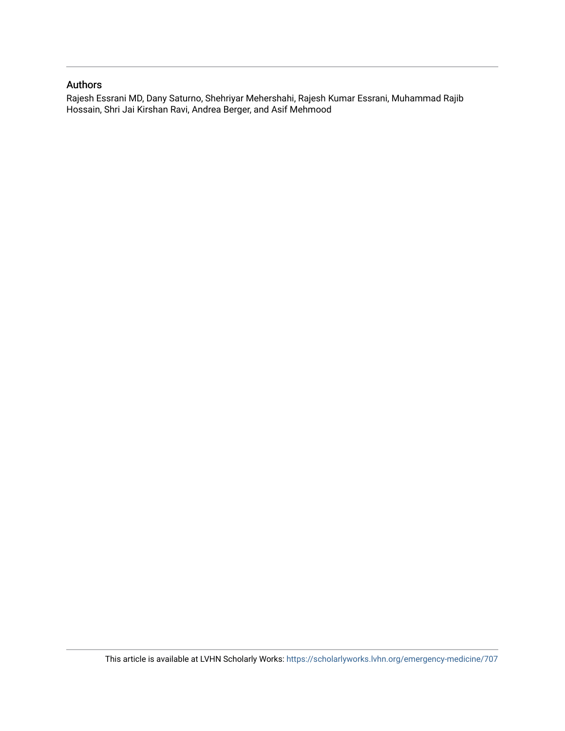## Authors

Rajesh Essrani MD, Dany Saturno, Shehriyar Mehershahi, Rajesh Kumar Essrani, Muhammad Rajib Hossain, Shri Jai Kirshan Ravi, Andrea Berger, and Asif Mehmood

This article is available at LVHN Scholarly Works: https://scholarlyworks.lvhn.org/emergency-medicine/707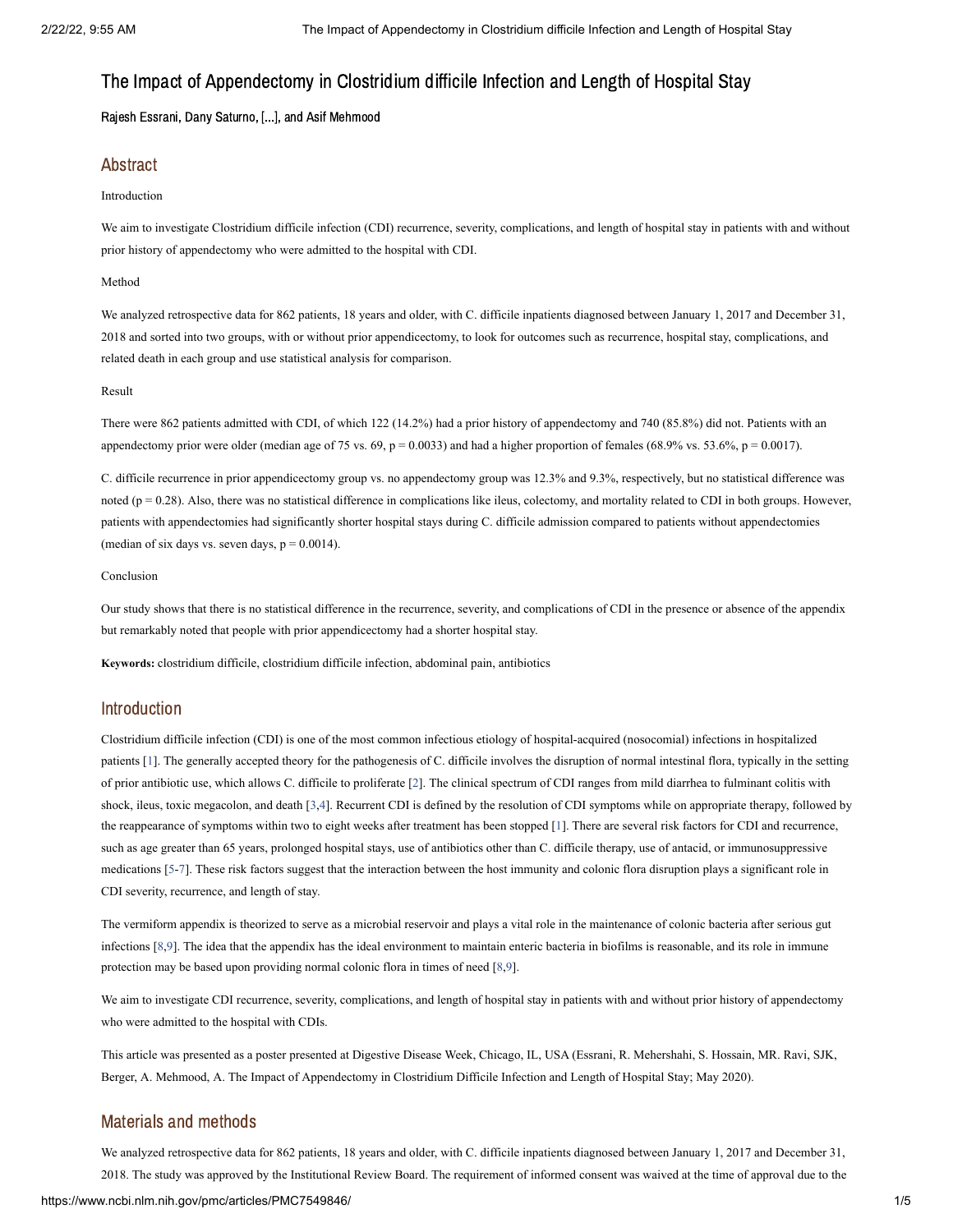# The Impact of Appendectomy in Clostridium difficile Infection and Length of Hospital Stay

Rajesh Essrani, Dany Saturno, [...], and Asif Mehmood

## Abstract

Introduction

We aim to investigate Clostridium difficile infection (CDI) recurrence, severity, complications, and length of hospital stay in patients with and without prior history of appendectomy who were admitted to the hospital with CDI.

Method

We analyzed retrospective data for 862 patients, 18 years and older, with C. difficile inpatients diagnosed between January 1, 2017 and December 31, 2018 and sorted into two groups, with or without prior appendicectomy, to look for outcomes such as recurrence, hospital stay, complications, and related death in each group and use statistical analysis for comparison.

Result

There were 862 patients admitted with CDI, of which 122 (14.2%) had a prior history of appendectomy and 740 (85.8%) did not. Patients with an appendectomy prior were older (median age of 75 vs. 69, $p = 0.0033$) and had a higher proportion of females (68.9% vs. 53.6%, $p = 0.0017$).

C. difficile recurrence in prior appendicectomy group vs. no appendectomy group was 12.3% and 9.3%, respectively, but no statistical difference was noted ($p = 0.28$). Also, there was no statistical difference in complications like ileus, colectomy, and mortality related to CDI in both groups. However, patients with appendectomies had significantly shorter hospital stays during C. difficile admission compared to patients without appendectomies (median of six days vs. seven days, $p = 0.0014$).

Conclusion

Our study shows that there is no statistical difference in the recurrence, severity, and complications of CDI in the presence or absence of the appendix but remarkably noted that people with prior appendicectomy had a shorter hospital stay.

**Keywords:** clostridium difficile, clostridium difficile infection, abdominal pain, antibiotics

## Introduction

Clostridium difficile infection (CDI) is one of the most common infectious etiology of hospital-acquired (nosocomial) infections in hospitalized patients [1]. The generally accepted theory for the pathogenesis of C. difficile involves the disruption of normal intestinal flora, typically in the setting of prior antibiotic use, which allows C. difficile to proliferate [2]. The clinical spectrum of CDI ranges from mild diarrhea to fulminant colitis with shock, ileus, toxic megacolon, and death [3,4]. Recurrent CDI is defined by the resolution of CDI symptoms while on appropriate therapy, followed by the reappearance of symptoms within two to eight weeks after treatment has been stopped [1]. There are several risk factors for CDI and recurrence, such as age greater than 65 years, prolonged hospital stays, use of antibiotics other than C. difficile therapy, use of antacid, or immunosuppressive medications [5-7]. These risk factors suggest that the interaction between the host immunity and colonic flora disruption plays a significant role in CDI severity, recurrence, and length of stay.

The vermiform appendix is theorized to serve as a microbial reservoir and plays a vital role in the maintenance of colonic bacteria after serious gut infections [8,9]. The idea that the appendix has the ideal environment to maintain enteric bacteria in biofilms is reasonable, and its role in immune protection may be based upon providing normal colonic flora in times of need [8,9].

We aim to investigate CDI recurrence, severity, complications, and length of hospital stay in patients with and without prior history of appendectomy who were admitted to the hospital with CDIs.

This article was presented as a poster presented at Digestive Disease Week, Chicago, IL, USA (Essrani, R. Mehershahi, S. Hossain, MR. Ravi, SJK, Berger, A. Mehmood, A. The Impact of Appendectomy in Clostridium Difficile Infection and Length of Hospital Stay; May 2020).

## Materials and methods

We analyzed retrospective data for 862 patients, 18 years and older, with C. difficile inpatients diagnosed between January 1, 2017 and December 31, 2018. The study was approved by the Institutional Review Board. The requirement of informed consent was waived at the time of approval due to the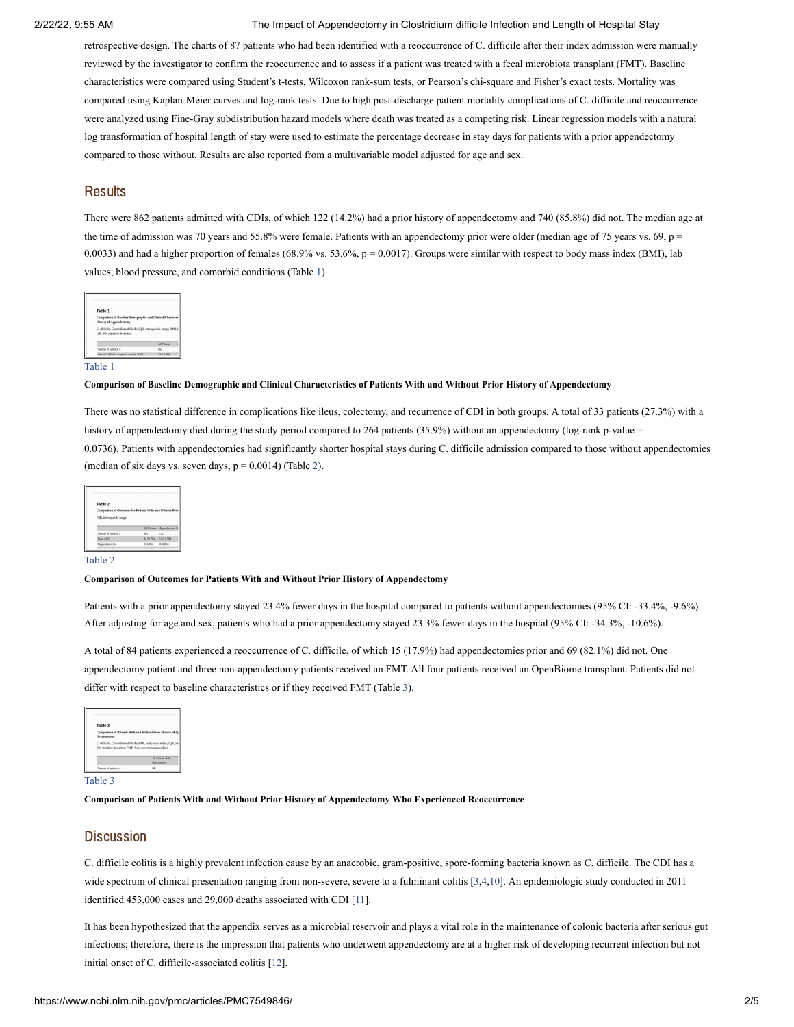retrospective design. The charts of 87 patients who had been identified with a reoccurrence of C. difficile after their index admission were manually reviewed by the investigator to confirm the reoccurrence and to assess if a patient was treated with a fecal microbiota transplant (FMT). Baseline characteristics were compared using Student's t-tests, Wilcoxon rank-sum tests, or Pearson's chi-square and Fisher's exact tests. Mortality was compared using Kaplan-Meier curves and log-rank tests. Due to high post-discharge patient mortality complications of C. difficile and reoccurrence were analyzed using Fine-Gray subdistribution hazard models where death was treated as a competing risk. Linear regression models with a natural log transformation of hospital length of stay were used to estimate the percentage decrease in stay days for patients with a prior appendectomy compared to those without. Results are also reported from a multivariable model adjusted for age and sex.

## Results

There were 862 patients admitted with CDIs, of which 122 (14.2%) had a prior history of appendectomy and 740 (85.8%) did not. The median age at the time of admission was 70 years and 55.8% were female. Patients with an appendectomy prior were older (median age of 75 years vs. 69, $p = 0.0033$) and had a higher proportion of females (68.9% vs. 53.6%, $p = 0.0017$). Groups were similar with respect to body mass index (BMI), lab values, blood pressure, and comorbid conditions (Table 1).

Table 1

**Comparison of Baseline Demographic and Clinical Characteristics of Patients With and Without Prior History of Appendectomy**

There was no statistical difference in complications like ileus, colectomy, and recurrence of CDI in both groups. A total of 33 patients (27.3%) with a history of appendectomy died during the study period compared to 264 patients (35.9%) without an appendectomy (log-rank p-value = 0.0736). Patients with appendectomies had significantly shorter hospital stays during C. difficile admission compared to those without appendectomies (median of six days vs. seven days, $p = 0.0014$) (Table 2).

Table 2

**Comparison of Outcomes for Patients With and Without Prior History of Appendectomy**

Patients with a prior appendectomy stayed 23.4% fewer days in the hospital compared to patients without appendectomies (95% CI: -33.4%, -9.6%). After adjusting for age and sex, patients who had a prior appendectomy stayed 23.3% fewer days in the hospital (95% CI: -34.3%, -10.6%).

A total of 84 patients experienced a reoccurrence of C. difficile, of which 15 (17.9%) had appendectomies prior and 69 (82.1%) did not. One appendectomy patient and three non-appendectomy patients received an FMT. All four patients received an OpenBiome transplant. Patients did not differ with respect to baseline characteristics or if they received FMT (Table 3).

Table 3

**Comparison of Patients With and Without Prior History of Appendectomy Who Experienced Reoccurrence**

## Discussion

C. difficile colitis is a highly prevalent infection cause by an anaerobic, gram-positive, spore-forming bacteria known as C. difficile. The CDI has a wide spectrum of clinical presentation ranging from non-severe, severe to a fulminant colitis [3,4,10]. An epidemiologic study conducted in 2011 identified 453,000 cases and 29,000 deaths associated with CDI [11].

It has been hypothesized that the appendix serves as a microbial reservoir and plays a vital role in the maintenance of colonic bacteria after serious gut infections; therefore, there is the impression that patients who underwent appendectomy are at a higher risk of developing recurrent infection but not initial onset of C. difficile-associated colitis [12].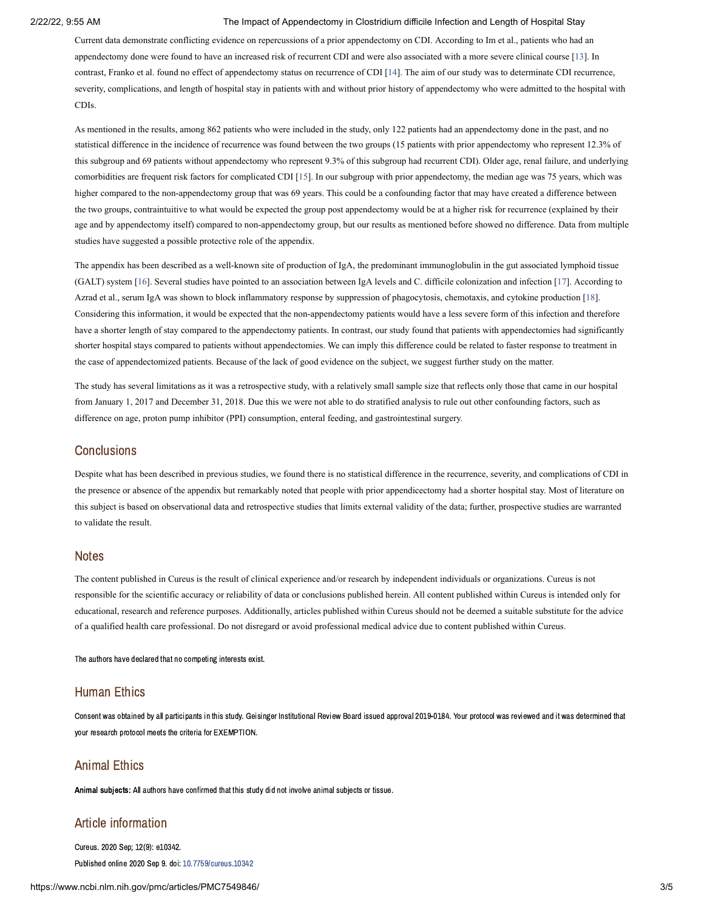Current data demonstrate conflicting evidence on repercussions of a prior appendectomy on CDI. According to Im et al., patients who had an appendectomy done were found to have an increased risk of recurrent CDI and were also associated with a more severe clinical course [13]. In contrast, Franko et al. found no effect of appendectomy status on recurrence of CDI [14]. The aim of our study was to determinate CDI recurrence, severity, complications, and length of hospital stay in patients with and without prior history of appendectomy who were admitted to the hospital with CDIs.

As mentioned in the results, among 862 patients who were included in the study, only 122 patients had an appendectomy done in the past, and no statistical difference in the incidence of recurrence was found between the two groups (15 patients with prior appendectomy who represent 12.3% of this subgroup and 69 patients without appendectomy who represent 9.3% of this subgroup had recurrent CDI). Older age, renal failure, and underlying comorbidities are frequent risk factors for complicated CDI [15]. In our subgroup with prior appendectomy, the median age was 75 years, which was higher compared to the non-appendectomy group that was 69 years. This could be a confounding factor that may have created a difference between the two groups, contraintuitive to what would be expected the group post appendectomy would be at a higher risk for recurrence (explained by their age and by appendectomy itself) compared to non-appendectomy group, but our results as mentioned before showed no difference. Data from multiple studies have suggested a possible protective role of the appendix.

The appendix has been described as a well-known site of production of IgA, the predominant immunoglobulin in the gut associated lymphoid tissue (GALT) system [16]. Several studies have pointed to an association between IgA levels and C. difficile colonization and infection [17]. According to Azrad et al., serum IgA was shown to block inflammatory response by suppression of phagocytosis, chemotaxis, and cytokine production [18]. Considering this information, it would be expected that the non-appendectomy patients would have a less severe form of this infection and therefore have a shorter length of stay compared to the appendectomy patients. In contrast, our study found that patients with appendectomies had significantly shorter hospital stays compared to patients without appendectomies. We can imply this difference could be related to faster response to treatment in the case of appendectomized patients. Because of the lack of good evidence on the subject, we suggest further study on the matter.

The study has several limitations as it was a retrospective study, with a relatively small sample size that reflects only those that came in our hospital from January 1, 2017 and December 31, 2018. Due this we were not able to do stratified analysis to rule out other confounding factors, such as difference on age, proton pump inhibitor (PPI) consumption, enteral feeding, and gastrointestinal surgery.

## Conclusions

Despite what has been described in previous studies, we found there is no statistical difference in the recurrence, severity, and complications of CDI in the presence or absence of the appendix but remarkably noted that people with prior appendicectomy had a shorter hospital stay. Most of literature on this subject is based on observational data and retrospective studies that limits external validity of the data; further, prospective studies are warranted to validate the result.

## Notes

The content published in Cureus is the result of clinical experience and/or research by independent individuals or organizations. Cureus is not responsible for the scientific accuracy or reliability of data or conclusions published herein. All content published within Cureus is intended only for educational, research and reference purposes. Additionally, articles published within Cureus should not be deemed a suitable substitute for the advice of a qualified health care professional. Do not disregard or avoid professional medical advice due to content published within Cureus.

The authors have declared that no competing interests exist.

## Human Ethics

Consent was obtained by all participants in this study. Geisinger Institutional Review Board issued approval 2019-0184. Your protocol was reviewed and it was determined that your research protocol meets the criteria for EXEMPTION.

## Animal Ethics

**Animal subjects:** All authors have confirmed that this study did not involve animal subjects or tissue.

## Article information

Cureus. 2020 Sep; 12(9): e10342.

Published online 2020 Sep 9. doi: 10.7759/cureus.10342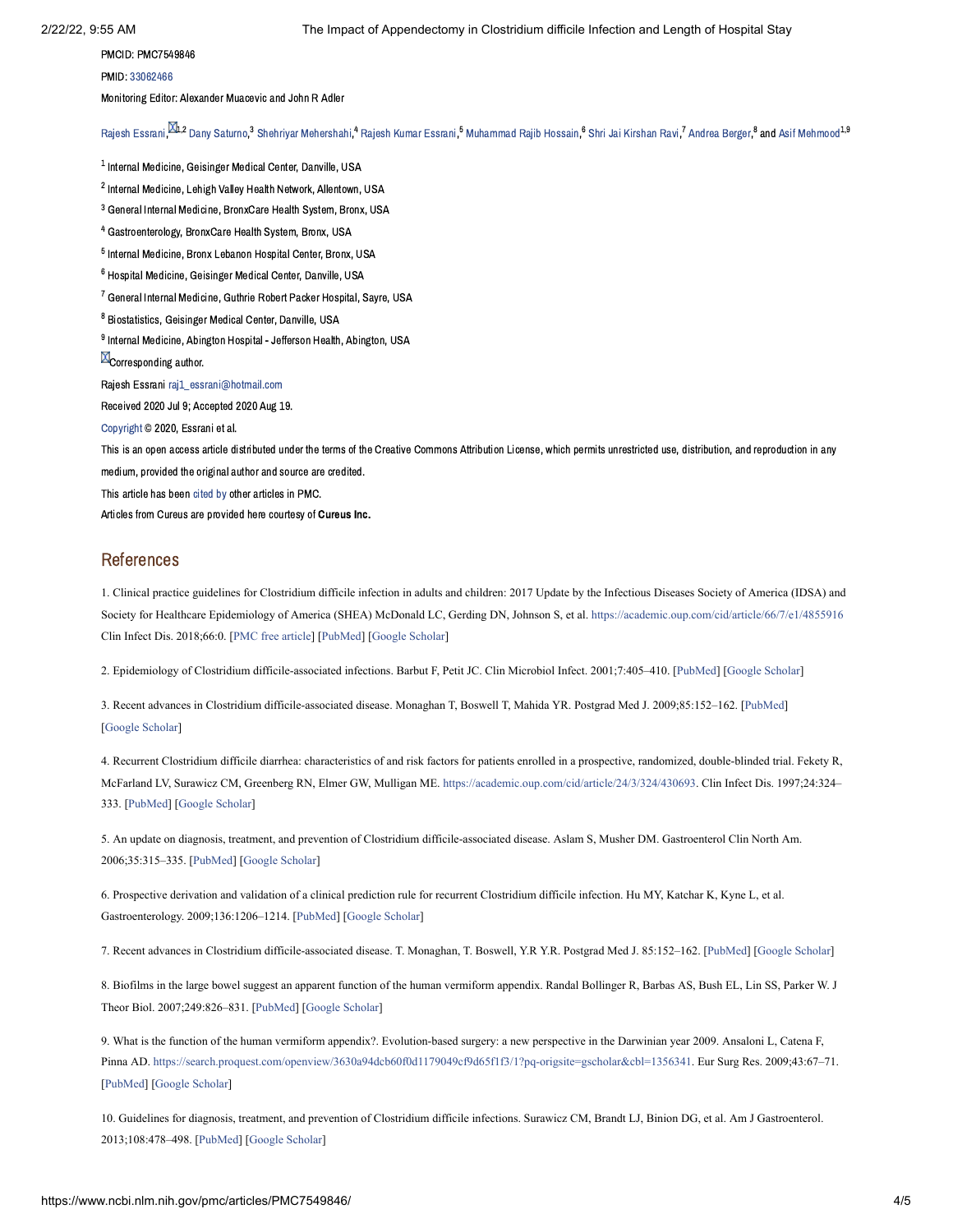PMCID: PMC7549846

PMID: 33062466

Monitoring Editor: Alexander Muacevic and John R Adler

Rajesh Essrani,[1,2] Dany Saturno,[3] Shehriyar Mehershahi,[4] Rajesh Kumar Essrani,[5] Muhammad Rajib Hossain,[6] Shri Jai Kirshan Ravi,[7] Andrea Berger,[8] and Asif Mehmood[1,9]

[1] Internal Medicine, Geisinger Medical Center, Danville, USA

[2] Internal Medicine, Lehigh Valley Health Network, Allentown, USA

[3] General Internal Medicine, BronxCare Health System, Bronx, USA

[4] Gastroenterology, BronxCare Health System, Bronx, USA

[5] Internal Medicine, Bronx Lebanon Hospital Center, Bronx, USA

[6] Hospital Medicine, Geisinger Medical Center, Danville, USA

[7] General Internal Medicine, Guthrie Robert Packer Hospital, Sayre, USA

[8] Biostatistics, Geisinger Medical Center, Danville, USA

[9] Internal Medicine, Abington Hospital - Jefferson Health, Abington, USA

Corresponding author.

Rajesh Essrani raj1_essrani@hotmail.com

Received 2020 Jul 9; Accepted 2020 Aug 19.

Copyright © 2020, Essrani et al.

This is an open access article distributed under the terms of the Creative Commons Attribution License, which permits unrestricted use, distribution, and reproduction in any medium, provided the original author and source are credited.

This article has been cited by other articles in PMC.

Articles from Cureus are provided here courtesy of **Cureus Inc.**

## References

1. Clinical practice guidelines for Clostridium difficile infection in adults and children: 2017 Update by the Infectious Diseases Society of America (IDSA) and Society for Healthcare Epidemiology of America (SHEA) McDonald LC, Gerding DN, Johnson S, et al. https://academic.oup.com/cid/article/66/7/e1/4855916 Clin Infect Dis. 2018;66:0. [PMC free article] [PubMed] [Google Scholar]

2. Epidemiology of Clostridium difficile-associated infections. Barbut F, Petit JC. Clin Microbiol Infect. 2001;7:405–410. [PubMed] [Google Scholar]

3. Recent advances in Clostridium difficile-associated disease. Monaghan T, Boswell T, Mahida YR. Postgrad Med J. 2009;85:152–162. [PubMed] [Google Scholar]

4. Recurrent Clostridium difficile diarrhea: characteristics of and risk factors for patients enrolled in a prospective, randomized, double-blinded trial. Fekety R, McFarland LV, Surawicz CM, Greenberg RN, Elmer GW, Mulligan ME. https://academic.oup.com/cid/article/24/3/324/430693. Clin Infect Dis. 1997;24:324–333. [PubMed] [Google Scholar]

5. An update on diagnosis, treatment, and prevention of Clostridium difficile-associated disease. Aslam S, Musher DM. Gastroenterol Clin North Am. 2006;35:315–335. [PubMed] [Google Scholar]

6. Prospective derivation and validation of a clinical prediction rule for recurrent Clostridium difficile infection. Hu MY, Katchar K, Kyne L, et al. Gastroenterology. 2009;136:1206–1214. [PubMed] [Google Scholar]

7. Recent advances in Clostridium difficile-associated disease. T. Monaghan, T. Boswell, Y.R Y.R. Postgrad Med J. 85:152–162. [PubMed] [Google Scholar]

8. Biofilms in the large bowel suggest an apparent function of the human vermiform appendix. Randal Bollinger R, Barbas AS, Bush EL, Lin SS, Parker W. J Theor Biol. 2007;249:826–831. [PubMed] [Google Scholar]

9. What is the function of the human vermiform appendix?. Evolution-based surgery: a new perspective in the Darwinian year 2009. Ansaloni L, Catena F, Pinna AD. https://search.proquest.com/openview/3630a94dcb60f0d1179049cf9d65f1f3/1?pq-origsite=gscholar&cbl=1356341. Eur Surg Res. 2009;43:67–71. [PubMed] [Google Scholar]

10. Guidelines for diagnosis, treatment, and prevention of Clostridium difficile infections. Surawicz CM, Brandt LJ, Binion DG, et al. Am J Gastroenterol. 2013;108:478–498. [PubMed] [Google Scholar]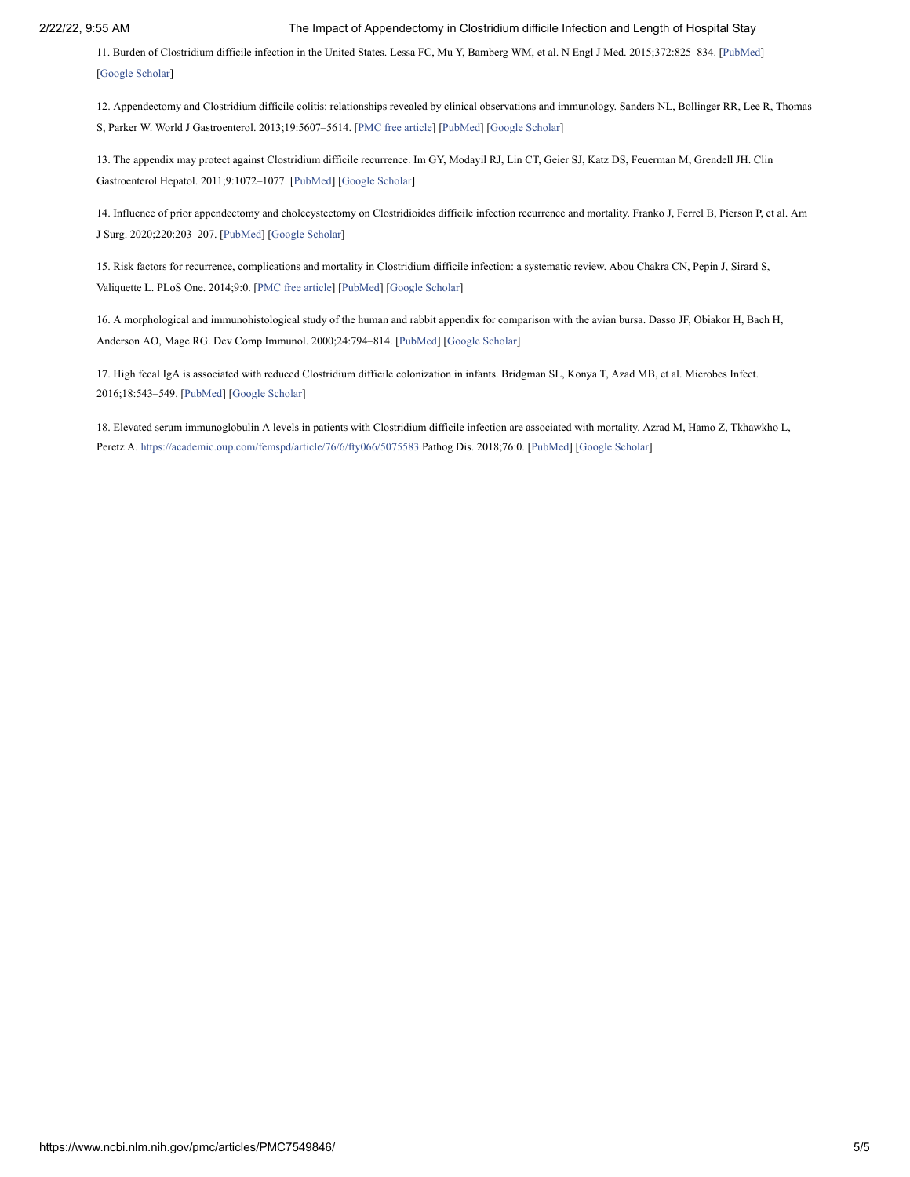11. Burden of Clostridium difficile infection in the United States. Lessa FC, Mu Y, Bamberg WM, et al. N Engl J Med. 2015;372:825–834. [PubMed] [Google Scholar]

12. Appendectomy and Clostridium difficile colitis: relationships revealed by clinical observations and immunology. Sanders NL, Bollinger RR, Lee R, Thomas S, Parker W. World J Gastroenterol. 2013;19:5607–5614. [PMC free article] [PubMed] [Google Scholar]

13. The appendix may protect against Clostridium difficile recurrence. Im GY, Modayil RJ, Lin CT, Geier SJ, Katz DS, Feuerman M, Grendell JH. Clin Gastroenterol Hepatol. 2011;9:1072–1077. [PubMed] [Google Scholar]

14. Influence of prior appendectomy and cholecystectomy on Clostridioides difficile infection recurrence and mortality. Franko J, Ferrel B, Pierson P, et al. Am J Surg. 2020;220:203–207. [PubMed] [Google Scholar]

15. Risk factors for recurrence, complications and mortality in Clostridium difficile infection: a systematic review. Abou Chakra CN, Pepin J, Sirard S, Valiquette L. PLoS One. 2014;9:0. [PMC free article] [PubMed] [Google Scholar]

16. A morphological and immunohistological study of the human and rabbit appendix for comparison with the avian bursa. Dasso JF, Obiakor H, Bach H, Anderson AO, Mage RG. Dev Comp Immunol. 2000;24:794–814. [PubMed] [Google Scholar]

17. High fecal IgA is associated with reduced Clostridium difficile colonization in infants. Bridgman SL, Konya T, Azad MB, et al. Microbes Infect. 2016;18:543–549. [PubMed] [Google Scholar]

18. Elevated serum immunoglobulin A levels in patients with Clostridium difficile infection are associated with mortality. Azrad M, Hamo Z, Tkhawkho L, Peretz A. https://academic.oup.com/femspd/article/76/6/fty066/5075583 Pathog Dis. 2018;76:0. [PubMed] [Google Scholar]